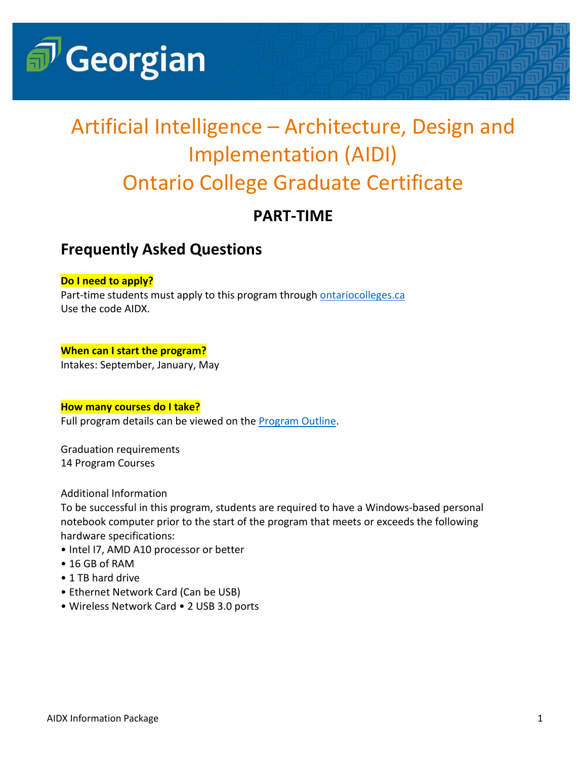# Artificial Intelligence – Architecture, Design and Implementation (AIDI)

# Ontario College Graduate Certificate

## PART-TIME

## Frequently Asked Questions

**Do I need to apply?**

Part-time students must apply to this program through [ontariocolleges.ca](https://ontariocolleges.ca)
Use the code AIDX.

**When can I start the program?**

Intakes: September, January, May

**How many courses do I take?**

Full program details can be viewed on the Program Outline.

Graduation requirements
14 Program Courses

Additional Information
To be successful in this program, students are required to have a Windows-based personal notebook computer prior to the start of the program that meets or exceeds the following hardware specifications:

- Intel I7, AMD A10 processor or better
- 16 GB of RAM
- 1 TB hard drive
- Ethernet Network Card (Can be USB)
- Wireless Network Card • 2 USB 3.0 ports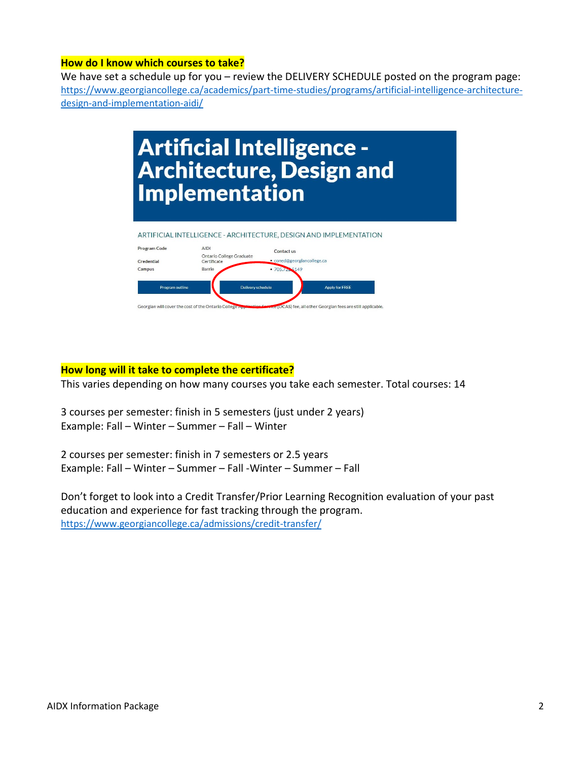**How do I know which courses to take?**

We have set a schedule up for you – review the DELIVERY SCHEDULE posted on the program page: https://www.georgiancollege.ca/academics/part-time-studies/programs/artificial-intelligence-architecture-design-and-implementation-aidi/

# Artificial Intelligence - Architecture, Design and Implementation

ARTIFICIAL INTELLIGENCE - ARCHITECTURE, DESIGN AND IMPLEMENTATION

| | | |
|---|---|---|
| Program Code | AIDI | Contact us |
| Credential | Ontario College Graduate Certificate | • coned@georgiancollege.ca |
| Campus | Barrie | • 705.722.5149 |

Program outline | Delivery schedule | Apply for FREE

Georgian will cover the cost of the Ontario College Application Service (OCAS) fee, all other Georgian fees are still applicable.

**How long will it take to complete the certificate?**

This varies depending on how many courses you take each semester. Total courses: 14

3 courses per semester: finish in 5 semesters (just under 2 years)
Example: Fall – Winter – Summer – Fall – Winter

2 courses per semester: finish in 7 semesters or 2.5 years
Example: Fall – Winter – Summer – Fall -Winter – Summer – Fall

Don't forget to look into a Credit Transfer/Prior Learning Recognition evaluation of your past education and experience for fast tracking through the program.
https://www.georgiancollege.ca/admissions/credit-transfer/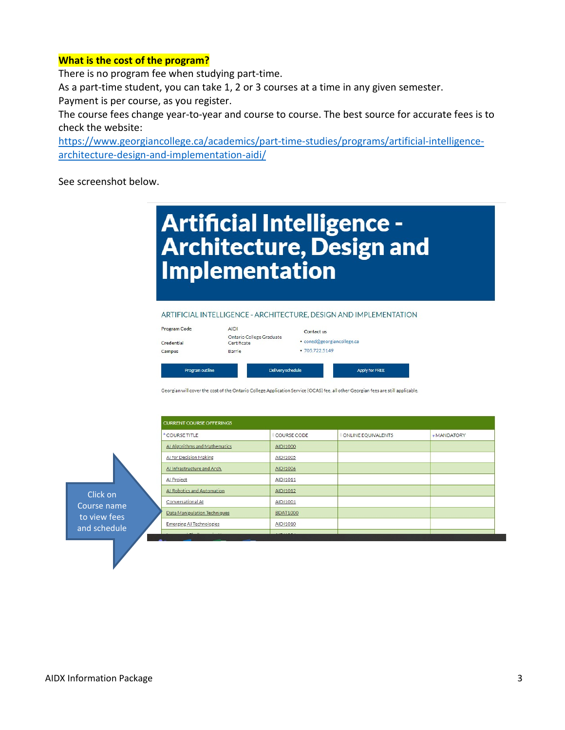**What is the cost of the program?**

There is no program fee when studying part-time.

As a part-time student, you can take 1, 2 or 3 courses at a time in any given semester.

Payment is per course, as you register.

The course fees change year-to-year and course to course. The best source for accurate fees is to check the website:

[https://www.georgiancollege.ca/academics/part-time-studies/programs/artificial-intelligence-architecture-design-and-implementation-aidi/](https://www.georgiancollege.ca/academics/part-time-studies/programs/artificial-intelligence-architecture-design-and-implementation-aidi/)

See screenshot below.

# Artificial Intelligence - Architecture, Design and Implementation

ARTIFICIAL INTELLIGENCE - ARCHITECTURE, DESIGN AND IMPLEMENTATION

| | |
|---|---|
| Program Code | AIDI |
| Credential | Ontario College Graduate Certificate |
| Campus | Barrie |

Contact us

- coned@georgiancollege.ca
- 705.722.5149

Program outline | Delivery schedule | Apply for FREE

Georgian will cover the cost of the Ontario College Application Service (OCAS) fee, all other Georgian fees are still applicable.

CURRENT COURSE OFFERINGS

| COURSE TITLE | COURSE CODE | ONLINE EQUIVALENTS | MANDATORY |
|---|---|---|---|
| AI Algorithms and Mathematics | AIDI1000 | | |
| AI for Decision Making | AIDI1005 | | |
| AI Infrastructure and Arch. | AIDI1006 | | |
| AI Project | AIDI1011 | | |
| AI Robotics and Automation | AIDI1012 | | |
| Conversational AI | AIDI1001 | | |
| Data Manipulation Techniques | BDAT1000 | | |
| Emerging AI Technologies | AIDI1010 | | |

Click on Course name to view fees and schedule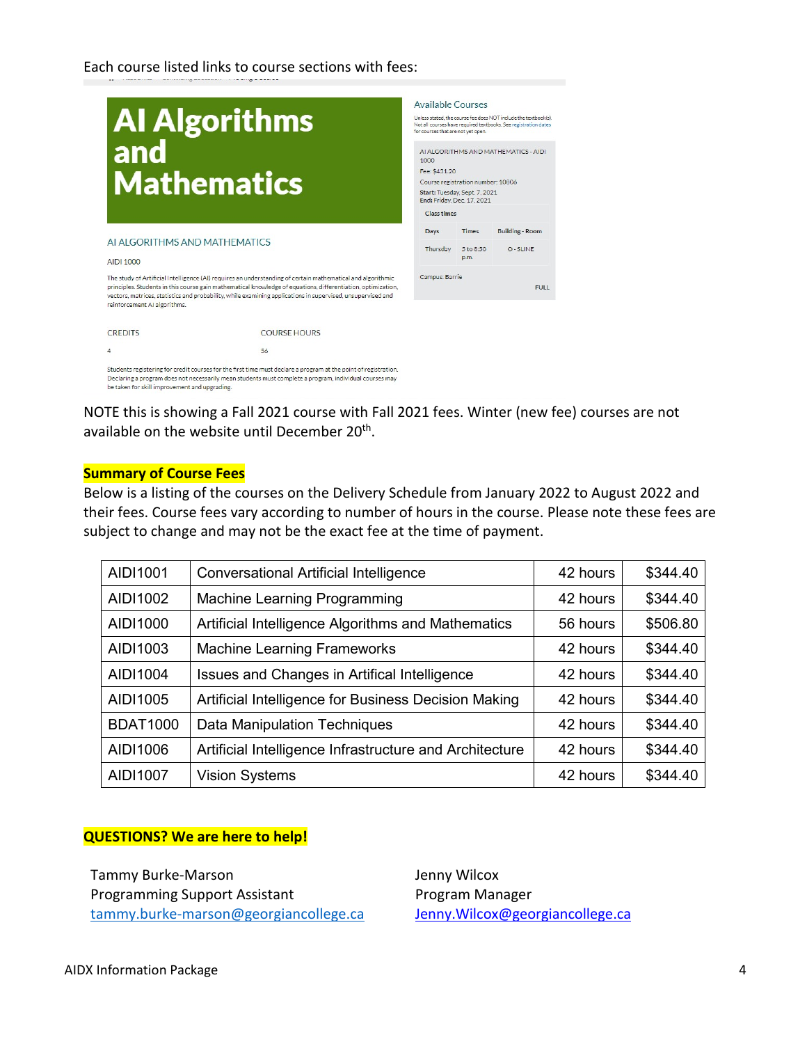Each course listed links to course sections with fees:

# AI Algorithms and Mathematics

AI ALGORITHMS AND MATHEMATICS

AIDI 1000

The study of Artificial Intelligence (AI) requires an understanding of certain mathematical and algorithmic principles. Students in this course gain mathematical knowledge of equations, differentiation, optimization, vectors, matrices, statistics and probability, while examining applications in supervised, unsupervised and reinforcement AI algorithms.

| CREDITS | COURSE HOURS |
|---|---|
| 4 | 56 |

Students registering for credit courses for the first time must declare a program at the point of registration. Declaring a program does not necessarily mean students must complete a program, individual courses may be taken for skill improvement and upgrading.

Available Courses

Unless stated, the course fee does NOT include the textbook(s). Not all courses have required textbooks. See registration dates for courses that are not yet open.

AI ALGORITHMS AND MATHEMATICS - AIDI 1000

Fee: $431.20

Course registration number: 10806

Start: Tuesday, Sept. 7, 2021

End: Friday, Dec. 17, 2021

Class times

| Days | Times | Building - Room |
|---|---|---|
| Thursday | 5 to 8:50 p.m. | O - SLINE |

Campus: Barrie

FULL

NOTE this is showing a Fall 2021 course with Fall 2021 fees. Winter (new fee) courses are not available on the website until December 20th.

**Summary of Course Fees**

Below is a listing of the courses on the Delivery Schedule from January 2022 to August 2022 and their fees. Course fees vary according to number of hours in the course. Please note these fees are subject to change and may not be the exact fee at the time of payment.

| | | | |
|---|---|---|---|
| AIDI1001 | Conversational Artificial Intelligence | 42 hours | $344.40 |
| AIDI1002 | Machine Learning Programming | 42 hours | $344.40 |
| AIDI1000 | Artificial Intelligence Algorithms and Mathematics | 56 hours | $506.80 |
| AIDI1003 | Machine Learning Frameworks | 42 hours | $344.40 |
| AIDI1004 | Issues and Changes in Artifical Intelligence | 42 hours | $344.40 |
| AIDI1005 | Artificial Intelligence for Business Decision Making | 42 hours | $344.40 |
| BDAT1000 | Data Manipulation Techniques | 42 hours | $344.40 |
| AIDI1006 | Artificial Intelligence Infrastructure and Architecture | 42 hours | $344.40 |
| AIDI1007 | Vision Systems | 42 hours | $344.40 |

**QUESTIONS? We are here to help!**

Tammy Burke-Marson
Programming Support Assistant
tammy.burke-marson@georgiancollege.ca

Jenny Wilcox
Program Manager
Jenny.Wilcox@georgiancollege.ca